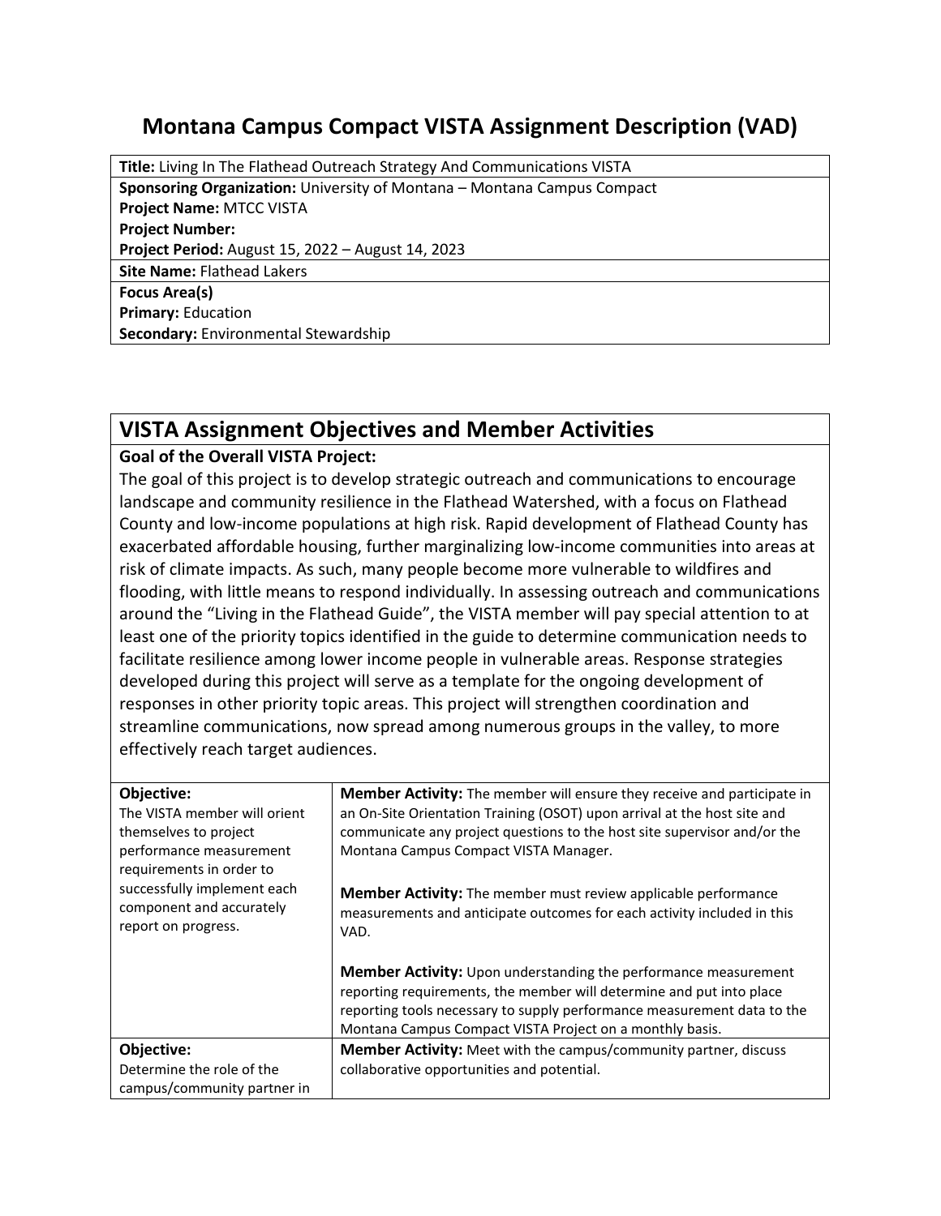# Montana Campus Compact VISTA Assignment Description (VAD)

| |
|---|
| **Title:** Living In The Flathead Outreach Strategy And Communications VISTA |
| **Sponsoring Organization:** University of Montana – Montana Campus Compact |
| **Project Name:** MTCC VISTA |
| **Project Number:** |
| **Project Period:** August 15, 2022 – August 14, 2023 |
| **Site Name:** Flathead Lakers |
| **Focus Area(s)** |
| **Primary:** Education |
| **Secondary:** Environmental Stewardship |

## VISTA Assignment Objectives and Member Activities

**Goal of the Overall VISTA Project:**

The goal of this project is to develop strategic outreach and communications to encourage landscape and community resilience in the Flathead Watershed, with a focus on Flathead County and low-income populations at high risk. Rapid development of Flathead County has exacerbated affordable housing, further marginalizing low-income communities into areas at risk of climate impacts. As such, many people become more vulnerable to wildfires and flooding, with little means to respond individually. In assessing outreach and communications around the "Living in the Flathead Guide", the VISTA member will pay special attention to at least one of the priority topics identified in the guide to determine communication needs to facilitate resilience among lower income people in vulnerable areas. Response strategies developed during this project will serve as a template for the ongoing development of responses in other priority topic areas. This project will strengthen coordination and streamline communications, now spread among numerous groups in the valley, to more effectively reach target audiences.

| Objective | Member Activity |
|---|---|
| **Objective:** The VISTA member will orient themselves to project performance measurement requirements in order to successfully implement each component and accurately report on progress. | **Member Activity:** The member will ensure they receive and participate in an On-Site Orientation Training (OSOT) upon arrival at the host site and communicate any project questions to the host site supervisor and/or the Montana Campus Compact VISTA Manager.<br><br>**Member Activity:** The member must review applicable performance measurements and anticipate outcomes for each activity included in this VAD.<br><br>**Member Activity:** Upon understanding the performance measurement reporting requirements, the member will determine and put into place reporting tools necessary to supply performance measurement data to the Montana Campus Compact VISTA Project on a monthly basis. |
| **Objective:** Determine the role of the campus/community partner in | **Member Activity:** Meet with the campus/community partner, discuss collaborative opportunities and potential. |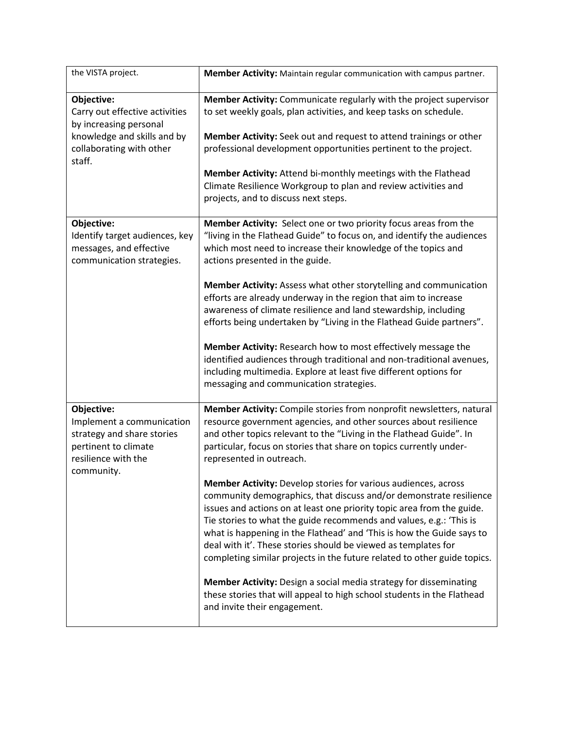| | |
|---|---|
| the VISTA project. | **Member Activity:** Maintain regular communication with campus partner. |
| **Objective:**<br>Carry out effective activities by increasing personal knowledge and skills and by collaborating with other staff. | **Member Activity:** Communicate regularly with the project supervisor to set weekly goals, plan activities, and keep tasks on schedule.<br><br>**Member Activity:** Seek out and request to attend trainings or other professional development opportunities pertinent to the project.<br><br>**Member Activity:** Attend bi-monthly meetings with the Flathead Climate Resilience Workgroup to plan and review activities and projects, and to discuss next steps. |
| **Objective:**<br>Identify target audiences, key messages, and effective communication strategies. | **Member Activity:** Select one or two priority focus areas from the "living in the Flathead Guide" to focus on, and identify the audiences which most need to increase their knowledge of the topics and actions presented in the guide.<br><br>**Member Activity:** Assess what other storytelling and communication efforts are already underway in the region that aim to increase awareness of climate resilience and land stewardship, including efforts being undertaken by "Living in the Flathead Guide partners".<br><br>**Member Activity:** Research how to most effectively message the identified audiences through traditional and non-traditional avenues, including multimedia. Explore at least five different options for messaging and communication strategies. |
| **Objective:**<br>Implement a communication strategy and share stories pertinent to climate resilience with the community. | **Member Activity:** Compile stories from nonprofit newsletters, natural resource government agencies, and other sources about resilience and other topics relevant to the "Living in the Flathead Guide". In particular, focus on stories that share on topics currently under-represented in outreach.<br><br>**Member Activity:** Develop stories for various audiences, across community demographics, that discuss and/or demonstrate resilience issues and actions on at least one priority topic area from the guide. Tie stories to what the guide recommends and values, e.g.: 'This is what is happening in the Flathead' and 'This is how the Guide says to deal with it'. These stories should be viewed as templates for completing similar projects in the future related to other guide topics.<br><br>**Member Activity:** Design a social media strategy for disseminating these stories that will appeal to high school students in the Flathead and invite their engagement. |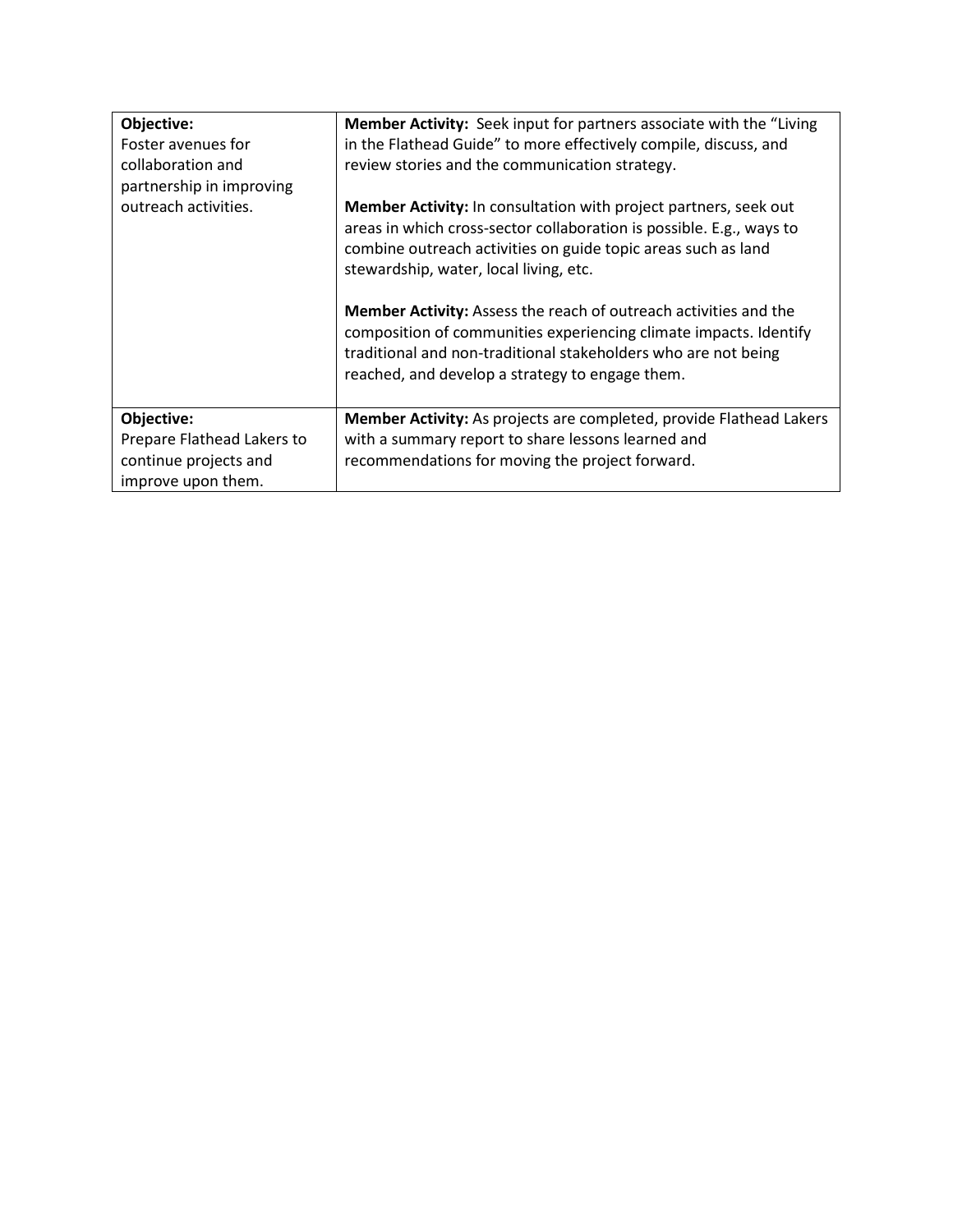| | |
|---|---|
| **Objective:**<br>Foster avenues for collaboration and partnership in improving outreach activities. | **Member Activity:** Seek input for partners associate with the "Living in the Flathead Guide" to more effectively compile, discuss, and review stories and the communication strategy.<br><br>**Member Activity:** In consultation with project partners, seek out areas in which cross-sector collaboration is possible. E.g., ways to combine outreach activities on guide topic areas such as land stewardship, water, local living, etc.<br><br>**Member Activity:** Assess the reach of outreach activities and the composition of communities experiencing climate impacts. Identify traditional and non-traditional stakeholders who are not being reached, and develop a strategy to engage them. |
| **Objective:**<br>Prepare Flathead Lakers to continue projects and improve upon them. | **Member Activity:** As projects are completed, provide Flathead Lakers with a summary report to share lessons learned and recommendations for moving the project forward. |